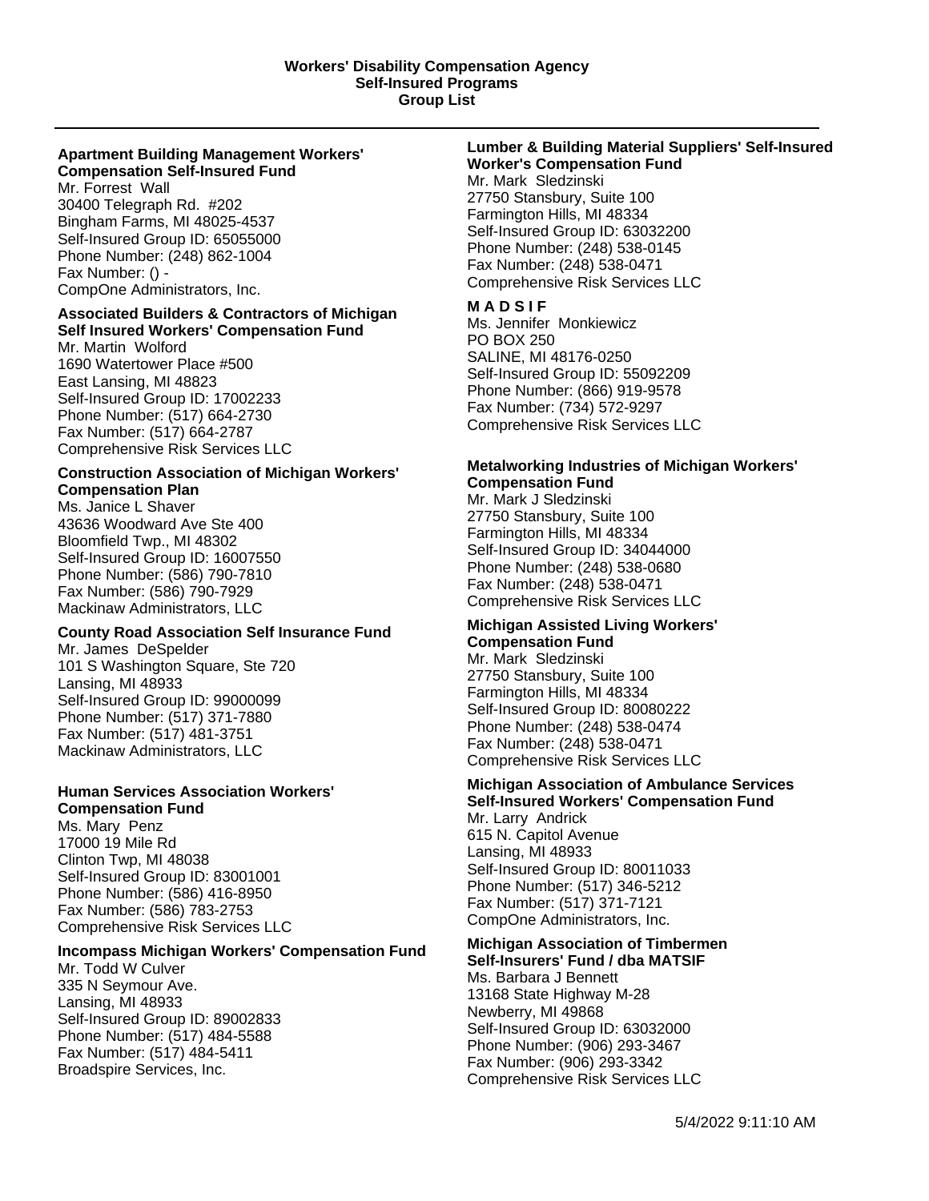**Workers' Disability Compensation Agency**
**Self-Insured Programs**
**Group List**

---

**Apartment Building Management Workers' Compensation Self-Insured Fund**
Mr. Forrest Wall
30400 Telegraph Rd. #202
Bingham Farms, MI 48025-4537
Self-Insured Group ID: 65055000
Phone Number: (248) 862-1004
Fax Number: () -
CompOne Administrators, Inc.

**Associated Builders & Contractors of Michigan Self Insured Workers' Compensation Fund**
Mr. Martin Wolford
1690 Watertower Place #500
East Lansing, MI 48823
Self-Insured Group ID: 17002233
Phone Number: (517) 664-2730
Fax Number: (517) 664-2787
Comprehensive Risk Services LLC

**Construction Association of Michigan Workers' Compensation Plan**
Ms. Janice L Shaver
43636 Woodward Ave Ste 400
Bloomfield Twp., MI 48302
Self-Insured Group ID: 16007550
Phone Number: (586) 790-7810
Fax Number: (586) 790-7929
Mackinaw Administrators, LLC

**County Road Association Self Insurance Fund**
Mr. James DeSpelder
101 S Washington Square, Ste 720
Lansing, MI 48933
Self-Insured Group ID: 99000099
Phone Number: (517) 371-7880
Fax Number: (517) 481-3751
Mackinaw Administrators, LLC

**Human Services Association Workers' Compensation Fund**
Ms. Mary Penz
17000 19 Mile Rd
Clinton Twp, MI 48038
Self-Insured Group ID: 83001001
Phone Number: (586) 416-8950
Fax Number: (586) 783-2753
Comprehensive Risk Services LLC

**Incompass Michigan Workers' Compensation Fund**
Mr. Todd W Culver
335 N Seymour Ave.
Lansing, MI 48933
Self-Insured Group ID: 89002833
Phone Number: (517) 484-5588
Fax Number: (517) 484-5411
Broadspire Services, Inc.

**Lumber & Building Material Suppliers' Self-Insured Worker's Compensation Fund**
Mr. Mark Sledzinski
27750 Stansbury, Suite 100
Farmington Hills, MI 48334
Self-Insured Group ID: 63032200
Phone Number: (248) 538-0145
Fax Number: (248) 538-0471
Comprehensive Risk Services LLC

**M A D S I F**
Ms. Jennifer Monkiewicz
PO BOX 250
SALINE, MI 48176-0250
Self-Insured Group ID: 55092209
Phone Number: (866) 919-9578
Fax Number: (734) 572-9297
Comprehensive Risk Services LLC

**Metalworking Industries of Michigan Workers' Compensation Fund**
Mr. Mark J Sledzinski
27750 Stansbury, Suite 100
Farmington Hills, MI 48334
Self-Insured Group ID: 34044000
Phone Number: (248) 538-0680
Fax Number: (248) 538-0471
Comprehensive Risk Services LLC

**Michigan Assisted Living Workers' Compensation Fund**
Mr. Mark Sledzinski
27750 Stansbury, Suite 100
Farmington Hills, MI 48334
Self-Insured Group ID: 80080222
Phone Number: (248) 538-0474
Fax Number: (248) 538-0471
Comprehensive Risk Services LLC

**Michigan Association of Ambulance Services Self-Insured Workers' Compensation Fund**
Mr. Larry Andrick
615 N. Capitol Avenue
Lansing, MI 48933
Self-Insured Group ID: 80011033
Phone Number: (517) 346-5212
Fax Number: (517) 371-7121
CompOne Administrators, Inc.

**Michigan Association of Timbermen Self-Insurers' Fund / dba MATSIF**
Ms. Barbara J Bennett
13168 State Highway M-28
Newberry, MI 49868
Self-Insured Group ID: 63032000
Phone Number: (906) 293-3467
Fax Number: (906) 293-3342
Comprehensive Risk Services LLC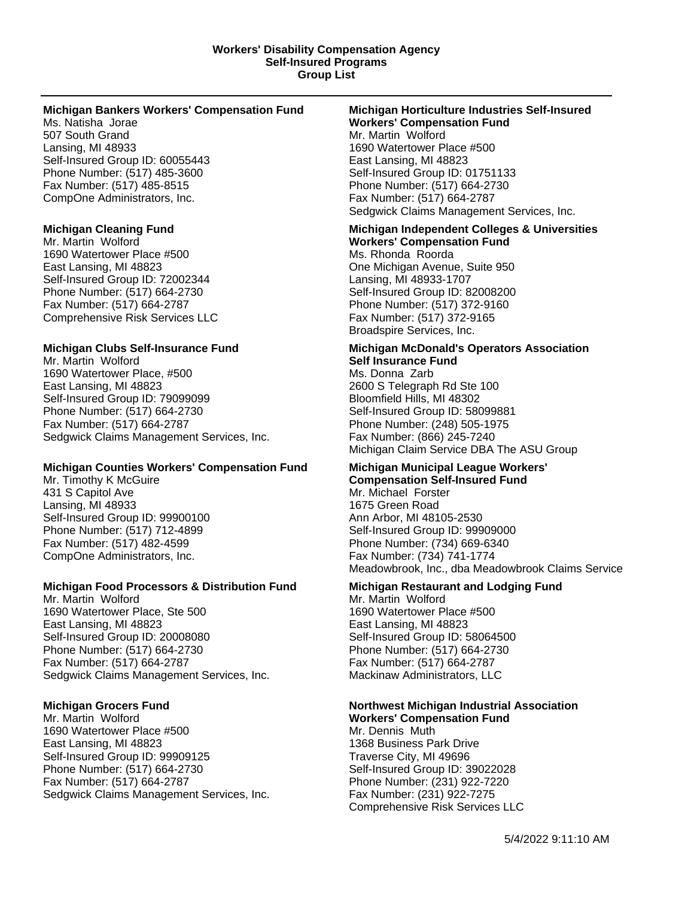**Workers' Disability Compensation Agency**
**Self-Insured Programs**
**Group List**

---

**Michigan Bankers Workers' Compensation Fund**
Ms. Natisha Jorae
507 South Grand
Lansing, MI 48933
Self-Insured Group ID: 60055443
Phone Number: (517) 485-3600
Fax Number: (517) 485-8515
CompOne Administrators, Inc.

**Michigan Cleaning Fund**
Mr. Martin Wolford
1690 Watertower Place #500
East Lansing, MI 48823
Self-Insured Group ID: 72002344
Phone Number: (517) 664-2730
Fax Number: (517) 664-2787
Comprehensive Risk Services LLC

**Michigan Clubs Self-Insurance Fund**
Mr. Martin Wolford
1690 Watertower Place, #500
East Lansing, MI 48823
Self-Insured Group ID: 79099099
Phone Number: (517) 664-2730
Fax Number: (517) 664-2787
Sedgwick Claims Management Services, Inc.

**Michigan Counties Workers' Compensation Fund**
Mr. Timothy K McGuire
431 S Capitol Ave
Lansing, MI 48933
Self-Insured Group ID: 99900100
Phone Number: (517) 712-4899
Fax Number: (517) 482-4599
CompOne Administrators, Inc.

**Michigan Food Processors & Distribution Fund**
Mr. Martin Wolford
1690 Watertower Place, Ste 500
East Lansing, MI 48823
Self-Insured Group ID: 20008080
Phone Number: (517) 664-2730
Fax Number: (517) 664-2787
Sedgwick Claims Management Services, Inc.

**Michigan Grocers Fund**
Mr. Martin Wolford
1690 Watertower Place #500
East Lansing, MI 48823
Self-Insured Group ID: 99909125
Phone Number: (517) 664-2730
Fax Number: (517) 664-2787
Sedgwick Claims Management Services, Inc.

**Michigan Horticulture Industries Self-Insured Workers' Compensation Fund**
Mr. Martin Wolford
1690 Watertower Place #500
East Lansing, MI 48823
Self-Insured Group ID: 01751133
Phone Number: (517) 664-2730
Fax Number: (517) 664-2787
Sedgwick Claims Management Services, Inc.

**Michigan Independent Colleges & Universities Workers' Compensation Fund**
Ms. Rhonda Roorda
One Michigan Avenue, Suite 950
Lansing, MI 48933-1707
Self-Insured Group ID: 82008200
Phone Number: (517) 372-9160
Fax Number: (517) 372-9165
Broadspire Services, Inc.

**Michigan McDonald's Operators Association Self Insurance Fund**
Ms. Donna Zarb
2600 S Telegraph Rd Ste 100
Bloomfield Hills, MI 48302
Self-Insured Group ID: 58099881
Phone Number: (248) 505-1975
Fax Number: (866) 245-7240
Michigan Claim Service DBA The ASU Group

**Michigan Municipal League Workers' Compensation Self-Insured Fund**
Mr. Michael Forster
1675 Green Road
Ann Arbor, MI 48105-2530
Self-Insured Group ID: 99909000
Phone Number: (734) 669-6340
Fax Number: (734) 741-1774
Meadowbrook, Inc., dba Meadowbrook Claims Service

**Michigan Restaurant and Lodging Fund**
Mr. Martin Wolford
1690 Watertower Place #500
East Lansing, MI 48823
Self-Insured Group ID: 58064500
Phone Number: (517) 664-2730
Fax Number: (517) 664-2787
Mackinaw Administrators, LLC

**Northwest Michigan Industrial Association Workers' Compensation Fund**
Mr. Dennis Muth
1368 Business Park Drive
Traverse City, MI 49696
Self-Insured Group ID: 39022028
Phone Number: (231) 922-7220
Fax Number: (231) 922-7275
Comprehensive Risk Services LLC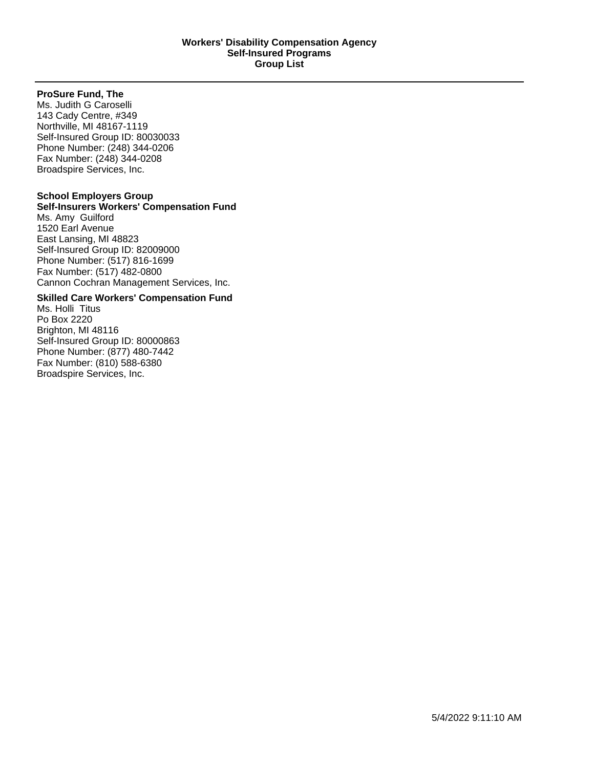**Workers' Disability Compensation Agency**
**Self-Insured Programs**
**Group List**

---

**ProSure Fund, The**
Ms. Judith G Caroselli
143 Cady Centre, #349
Northville, MI 48167-1119
Self-Insured Group ID: 80030033
Phone Number: (248) 344-0206
Fax Number: (248) 344-0208
Broadspire Services, Inc.

**School Employers Group**
**Self-Insurers Workers' Compensation Fund**
Ms. Amy Guilford
1520 Earl Avenue
East Lansing, MI 48823
Self-Insured Group ID: 82009000
Phone Number: (517) 816-1699
Fax Number: (517) 482-0800
Cannon Cochran Management Services, Inc.

**Skilled Care Workers' Compensation Fund**
Ms. Holli Titus
Po Box 2220
Brighton, MI 48116
Self-Insured Group ID: 80000863
Phone Number: (877) 480-7442
Fax Number: (810) 588-6380
Broadspire Services, Inc.

5/4/2022 9:11:10 AM